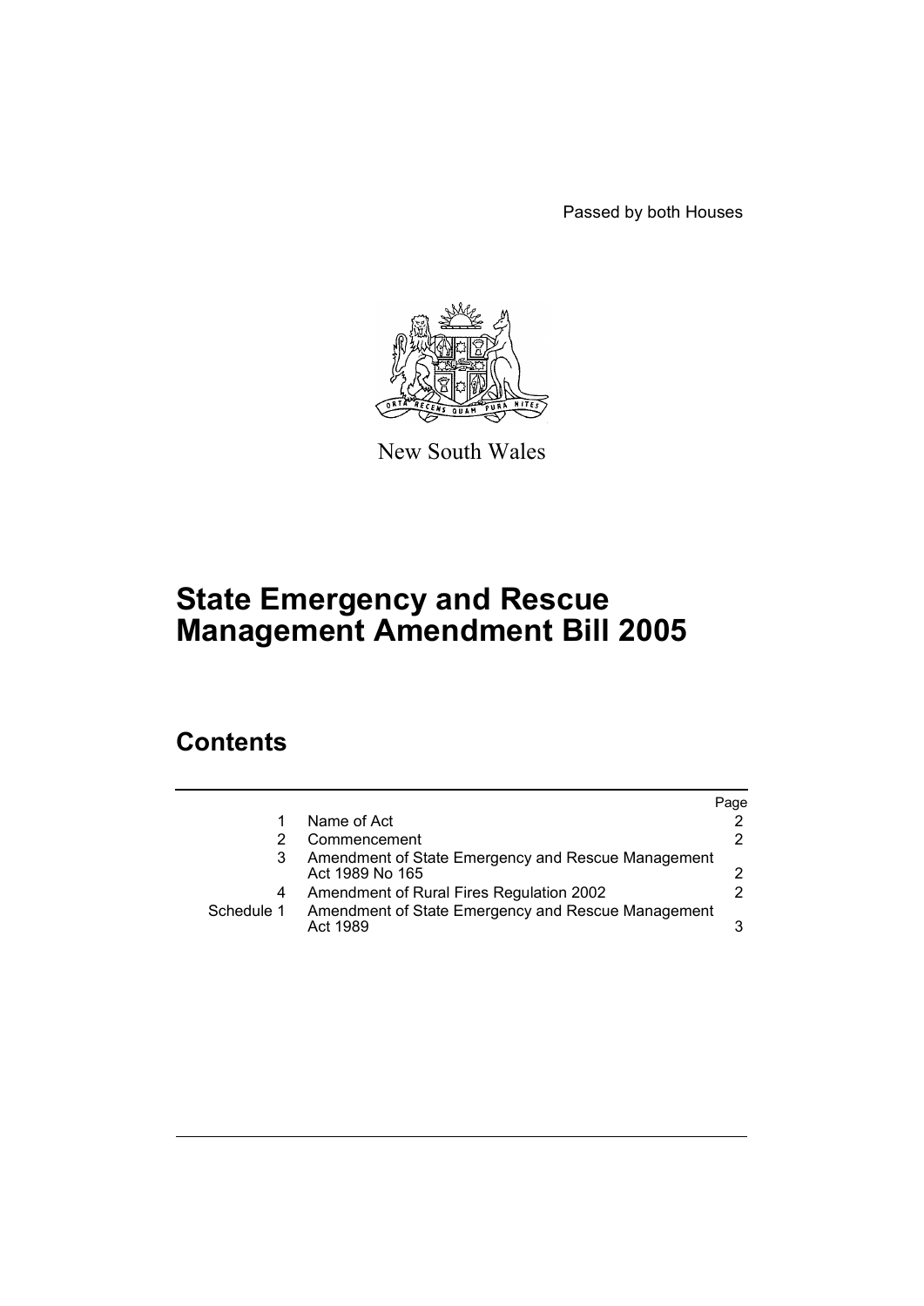Passed by both Houses

New South Wales

# State Emergency and Rescue Management Amendment Bill 2005

## Contents

| | | Page |
|---|---|---|
| 1 | Name of Act | 2 |
| 2 | Commencement | 2 |
| 3 | Amendment of State Emergency and Rescue Management Act 1989 No 165 | 2 |
| 4 | Amendment of Rural Fires Regulation 2002 | 2 |
| Schedule 1 | Amendment of State Emergency and Rescue Management Act 1989 | 3 |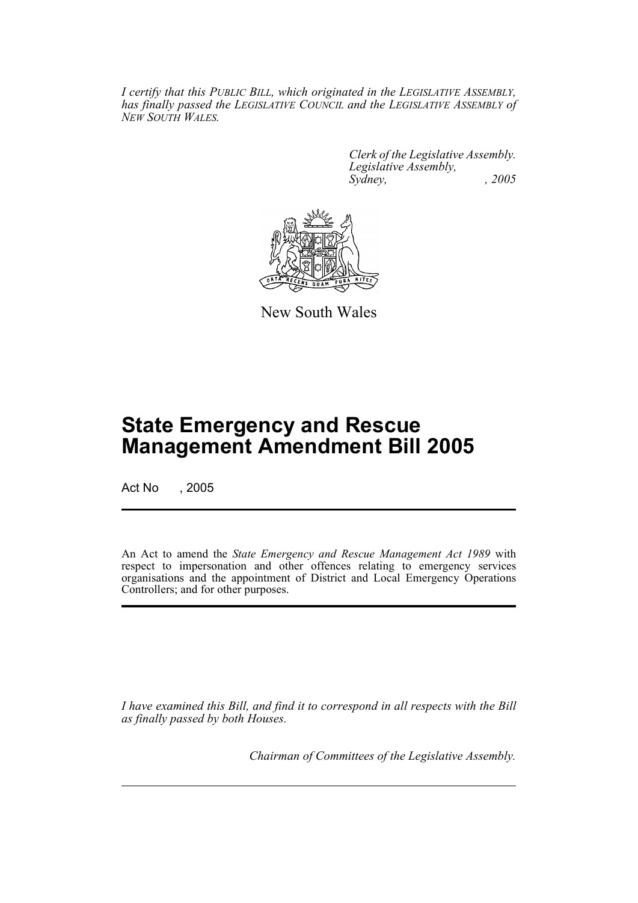*I certify that this PUBLIC BILL, which originated in the LEGISLATIVE ASSEMBLY, has finally passed the LEGISLATIVE COUNCIL and the LEGISLATIVE ASSEMBLY of NEW SOUTH WALES.*

*Clerk of the Legislative Assembly.*
*Legislative Assembly,*
*Sydney, , 2005*

New South Wales

# State Emergency and Rescue Management Amendment Bill 2005

Act No , 2005

An Act to amend the *State Emergency and Rescue Management Act 1989* with respect to impersonation and other offences relating to emergency services organisations and the appointment of District and Local Emergency Operations Controllers; and for other purposes.

*I have examined this Bill, and find it to correspond in all respects with the Bill as finally passed by both Houses.*

*Chairman of Committees of the Legislative Assembly.*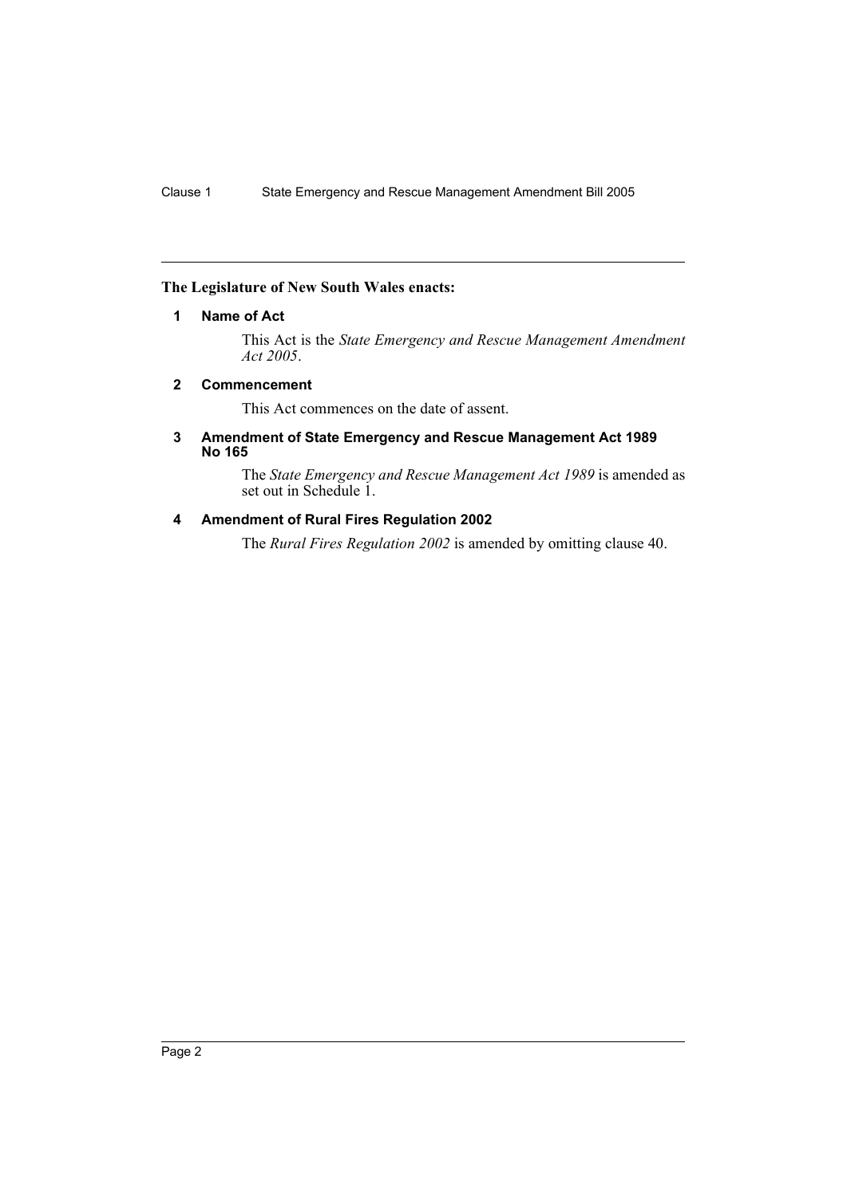**The Legislature of New South Wales enacts:**

### 1 Name of Act

This Act is the *State Emergency and Rescue Management Amendment Act 2005*.

### 2 Commencement

This Act commences on the date of assent.

### 3 Amendment of State Emergency and Rescue Management Act 1989 No 165

The *State Emergency and Rescue Management Act 1989* is amended as set out in Schedule 1.

### 4 Amendment of Rural Fires Regulation 2002

The *Rural Fires Regulation 2002* is amended by omitting clause 40.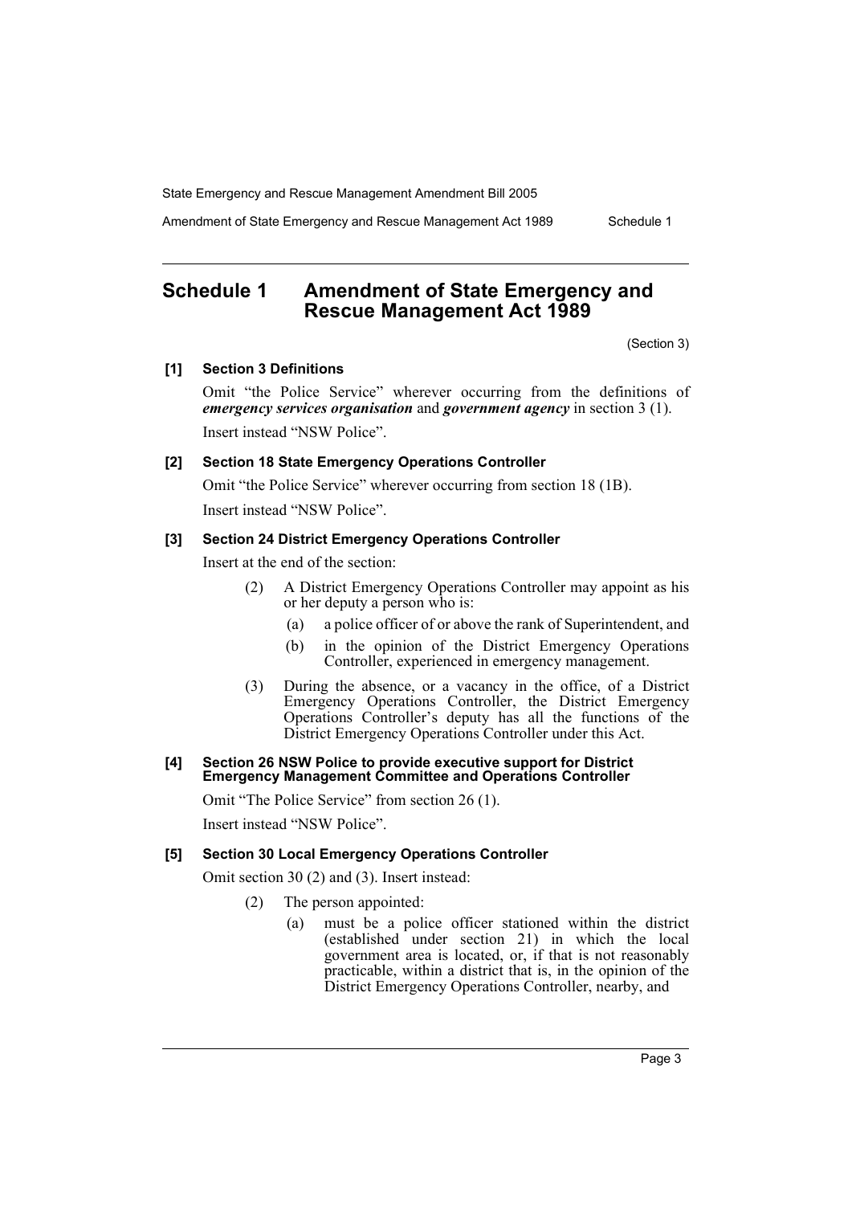## Schedule 1 Amendment of State Emergency and Rescue Management Act 1989

(Section 3)

**[1] Section 3 Definitions**

Omit "the Police Service" wherever occurring from the definitions of ***emergency services organisation*** and ***government agency*** in section 3 (1).

Insert instead "NSW Police".

**[2] Section 18 State Emergency Operations Controller**

Omit "the Police Service" wherever occurring from section 18 (1B).

Insert instead "NSW Police".

**[3] Section 24 District Emergency Operations Controller**

Insert at the end of the section:

(2) A District Emergency Operations Controller may appoint as his or her deputy a person who is:

(a) a police officer of or above the rank of Superintendent, and

(b) in the opinion of the District Emergency Operations Controller, experienced in emergency management.

(3) During the absence, or a vacancy in the office, of a District Emergency Operations Controller, the District Emergency Operations Controller's deputy has all the functions of the District Emergency Operations Controller under this Act.

**[4] Section 26 NSW Police to provide executive support for District Emergency Management Committee and Operations Controller**

Omit "The Police Service" from section 26 (1).

Insert instead "NSW Police".

**[5] Section 30 Local Emergency Operations Controller**

Omit section 30 (2) and (3). Insert instead:

(2) The person appointed:

(a) must be a police officer stationed within the district (established under section 21) in which the local government area is located, or, if that is not reasonably practicable, within a district that is, in the opinion of the District Emergency Operations Controller, nearby, and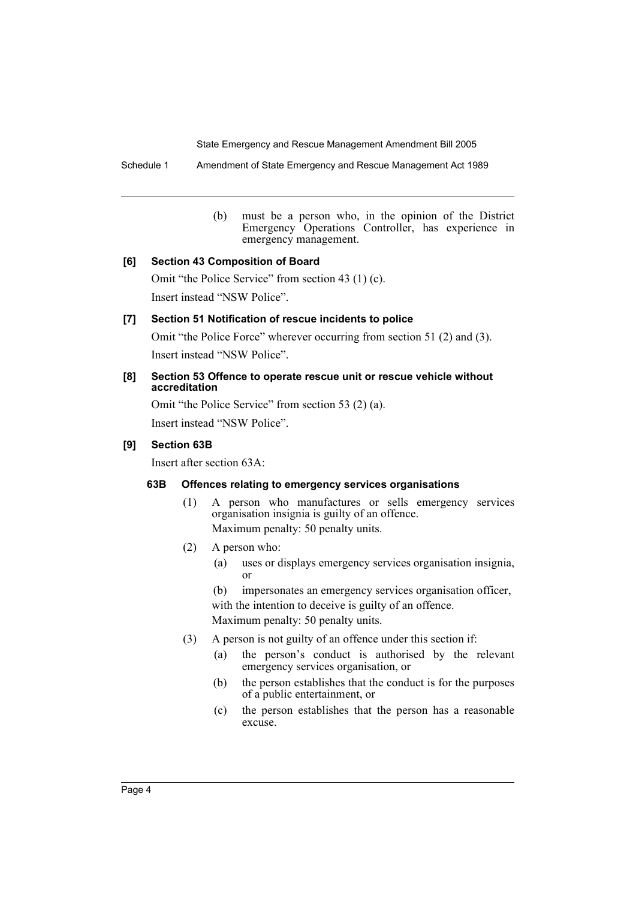(b) must be a person who, in the opinion of the District Emergency Operations Controller, has experience in emergency management.

**[6] Section 43 Composition of Board**

Omit "the Police Service" from section 43 (1) (c).

Insert instead "NSW Police".

**[7] Section 51 Notification of rescue incidents to police**

Omit "the Police Force" wherever occurring from section 51 (2) and (3).

Insert instead "NSW Police".

**[8] Section 53 Offence to operate rescue unit or rescue vehicle without accreditation**

Omit "the Police Service" from section 53 (2) (a).

Insert instead "NSW Police".

**[9] Section 63B**

Insert after section 63A:

**63B Offences relating to emergency services organisations**

(1) A person who manufactures or sells emergency services organisation insignia is guilty of an offence.

Maximum penalty: 50 penalty units.

(2) A person who:

(a) uses or displays emergency services organisation insignia, or

(b) impersonates an emergency services organisation officer,

with the intention to deceive is guilty of an offence.

Maximum penalty: 50 penalty units.

(3) A person is not guilty of an offence under this section if:

(a) the person's conduct is authorised by the relevant emergency services organisation, or

(b) the person establishes that the conduct is for the purposes of a public entertainment, or

(c) the person establishes that the person has a reasonable excuse.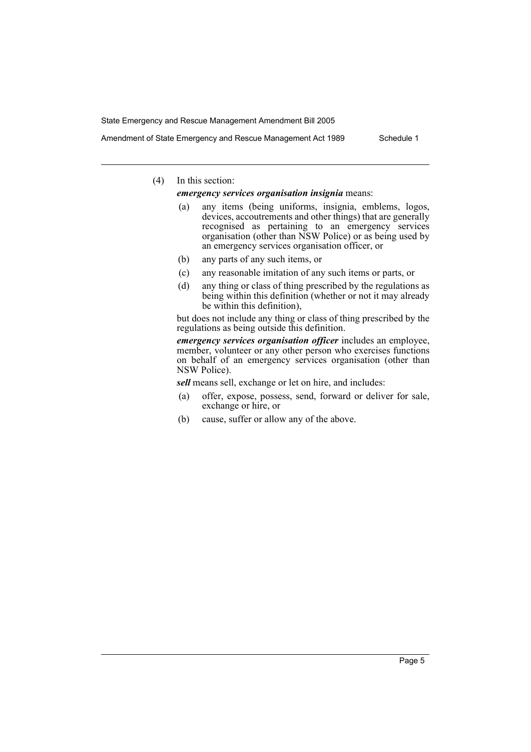(4) In this section:

***emergency services organisation insignia*** means:

(a) any items (being uniforms, insignia, emblems, logos, devices, accoutrements and other things) that are generally recognised as pertaining to an emergency services organisation (other than NSW Police) or as being used by an emergency services organisation officer, or

(b) any parts of any such items, or

(c) any reasonable imitation of any such items or parts, or

(d) any thing or class of thing prescribed by the regulations as being within this definition (whether or not it may already be within this definition),

but does not include any thing or class of thing prescribed by the regulations as being outside this definition.

***emergency services organisation officer*** includes an employee, member, volunteer or any other person who exercises functions on behalf of an emergency services organisation (other than NSW Police).

***sell*** means sell, exchange or let on hire, and includes:

(a) offer, expose, possess, send, forward or deliver for sale, exchange or hire, or

(b) cause, suffer or allow any of the above.